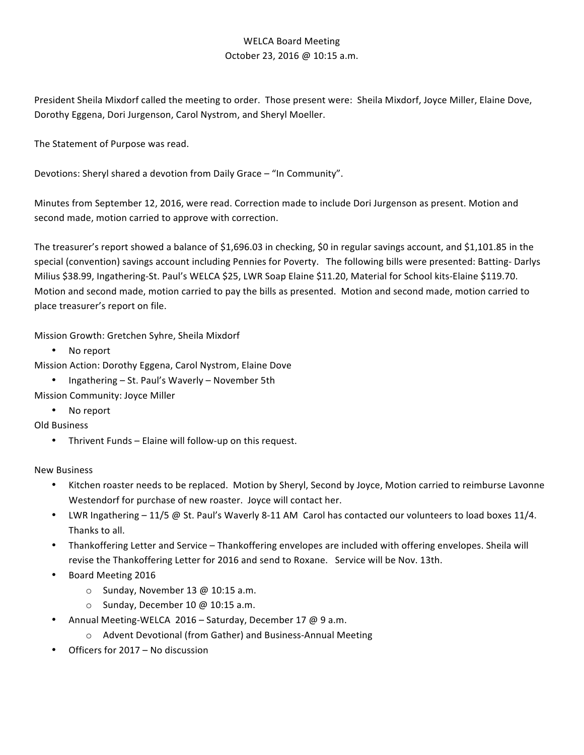WELCA Board Meeting
October 23, 2016 @ 10:15 a.m.

President Sheila Mixdorf called the meeting to order. Those present were: Sheila Mixdorf, Joyce Miller, Elaine Dove, Dorothy Eggena, Dori Jurgenson, Carol Nystrom, and Sheryl Moeller.

The Statement of Purpose was read.

Devotions: Sheryl shared a devotion from Daily Grace – "In Community".

Minutes from September 12, 2016, were read. Correction made to include Dori Jurgenson as present. Motion and second made, motion carried to approve with correction.

The treasurer's report showed a balance of $1,696.03 in checking, $0 in regular savings account, and $1,101.85 in the special (convention) savings account including Pennies for Poverty. The following bills were presented: Batting- Darlys Milius $38.99, Ingathering-St. Paul's WELCA $25, LWR Soap Elaine $11.20, Material for School kits-Elaine $119.70. Motion and second made, motion carried to pay the bills as presented. Motion and second made, motion carried to place treasurer's report on file.

Mission Growth: Gretchen Syhre, Sheila Mixdorf

- No report

Mission Action: Dorothy Eggena, Carol Nystrom, Elaine Dove

- Ingathering – St. Paul's Waverly – November 5th

Mission Community: Joyce Miller

- No report

Old Business

- Thrivent Funds – Elaine will follow-up on this request.

New Business

- Kitchen roaster needs to be replaced. Motion by Sheryl, Second by Joyce, Motion carried to reimburse Lavonne Westendorf for purchase of new roaster. Joyce will contact her.
- LWR Ingathering – 11/5 @ St. Paul's Waverly 8-11 AM Carol has contacted our volunteers to load boxes 11/4. Thanks to all.
- Thankoffering Letter and Service – Thankoffering envelopes are included with offering envelopes. Sheila will revise the Thankoffering Letter for 2016 and send to Roxane. Service will be Nov. 13th.
- Board Meeting 2016
  - Sunday, November 13 @ 10:15 a.m.
  - Sunday, December 10 @ 10:15 a.m.
- Annual Meeting-WELCA 2016 – Saturday, December 17 @ 9 a.m.
  - Advent Devotional (from Gather) and Business-Annual Meeting
- Officers for 2017 – No discussion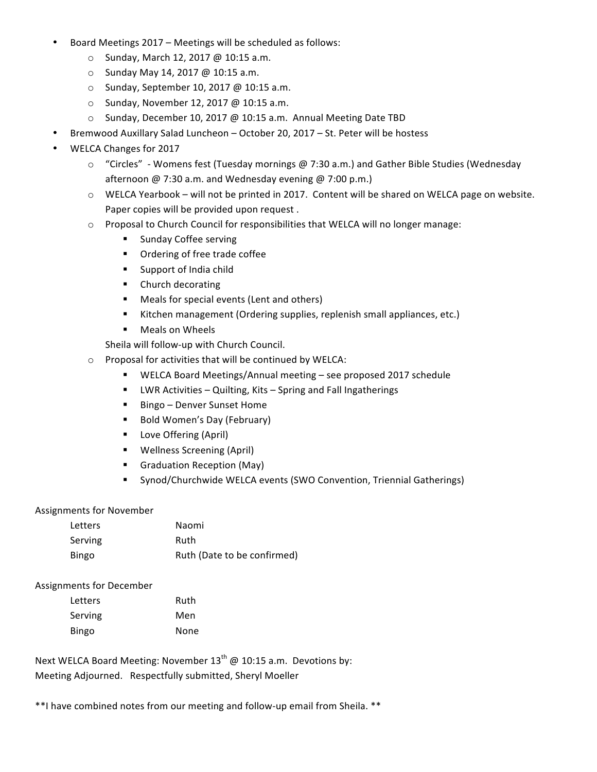- Board Meetings 2017 – Meetings will be scheduled as follows:
  - Sunday, March 12, 2017 @ 10:15 a.m.
  - Sunday May 14, 2017 @ 10:15 a.m.
  - Sunday, September 10, 2017 @ 10:15 a.m.
  - Sunday, November 12, 2017 @ 10:15 a.m.
  - Sunday, December 10, 2017 @ 10:15 a.m. Annual Meeting Date TBD
- Bremwood Auxillary Salad Luncheon – October 20, 2017 – St. Peter will be hostess
- WELCA Changes for 2017
  - "Circles" - Womens fest (Tuesday mornings @ 7:30 a.m.) and Gather Bible Studies (Wednesday afternoon @ 7:30 a.m. and Wednesday evening @ 7:00 p.m.)
  - WELCA Yearbook – will not be printed in 2017. Content will be shared on WELCA page on website. Paper copies will be provided upon request .
  - Proposal to Church Council for responsibilities that WELCA will no longer manage:
    - Sunday Coffee serving
    - Ordering of free trade coffee
    - Support of India child
    - Church decorating
    - Meals for special events (Lent and others)
    - Kitchen management (Ordering supplies, replenish small appliances, etc.)
    - Meals on Wheels

    Sheila will follow-up with Church Council.
  - Proposal for activities that will be continued by WELCA:
    - WELCA Board Meetings/Annual meeting – see proposed 2017 schedule
    - LWR Activities – Quilting, Kits – Spring and Fall Ingatherings
    - Bingo – Denver Sunset Home
    - Bold Women's Day (February)
    - Love Offering (April)
    - Wellness Screening (April)
    - Graduation Reception (May)
    - Synod/Churchwide WELCA events (SWO Convention, Triennial Gatherings)

Assignments for November

| | |
|---|---|
| Letters | Naomi |
| Serving | Ruth |
| Bingo | Ruth (Date to be confirmed) |

Assignments for December

| | |
|---|---|
| Letters | Ruth |
| Serving | Men |
| Bingo | None |

Next WELCA Board Meeting: November 13th @ 10:15 a.m. Devotions by:
Meeting Adjourned. Respectfully submitted, Sheryl Moeller

**I have combined notes from our meeting and follow-up email from Sheila. **